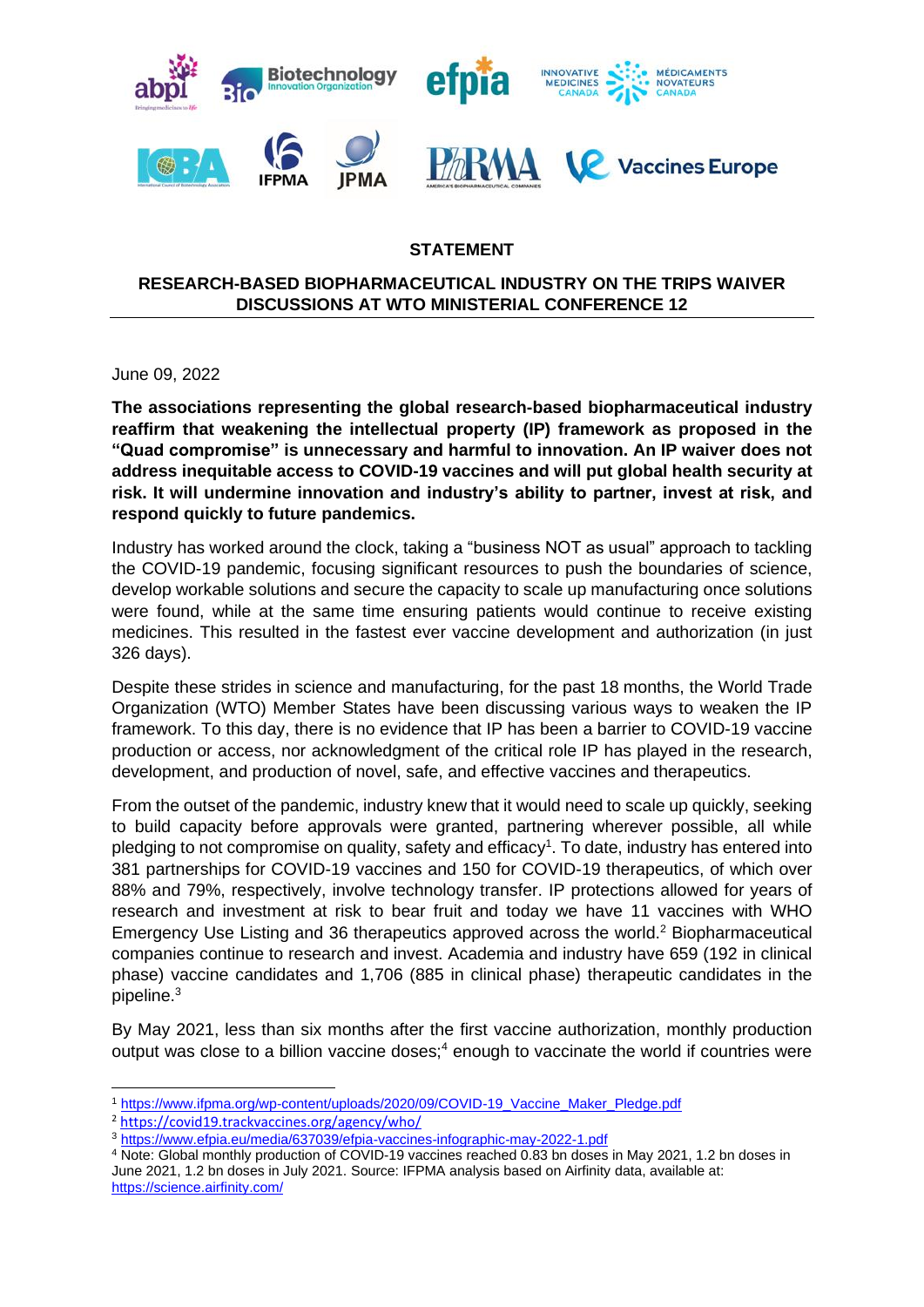## STATEMENT

## RESEARCH-BASED BIOPHARMACEUTICAL INDUSTRY ON THE TRIPS WAIVER DISCUSSIONS AT WTO MINISTERIAL CONFERENCE 12

June 09, 2022

**The associations representing the global research-based biopharmaceutical industry reaffirm that weakening the intellectual property (IP) framework as proposed in the "Quad compromise" is unnecessary and harmful to innovation. An IP waiver does not address inequitable access to COVID-19 vaccines and will put global health security at risk. It will undermine innovation and industry's ability to partner, invest at risk, and respond quickly to future pandemics.**

Industry has worked around the clock, taking a "business NOT as usual" approach to tackling the COVID-19 pandemic, focusing significant resources to push the boundaries of science, develop workable solutions and secure the capacity to scale up manufacturing once solutions were found, while at the same time ensuring patients would continue to receive existing medicines. This resulted in the fastest ever vaccine development and authorization (in just 326 days).

Despite these strides in science and manufacturing, for the past 18 months, the World Trade Organization (WTO) Member States have been discussing various ways to weaken the IP framework. To this day, there is no evidence that IP has been a barrier to COVID-19 vaccine production or access, nor acknowledgment of the critical role IP has played in the research, development, and production of novel, safe, and effective vaccines and therapeutics.

From the outset of the pandemic, industry knew that it would need to scale up quickly, seeking to build capacity before approvals were granted, partnering wherever possible, all while pledging to not compromise on quality, safety and efficacy[1]. To date, industry has entered into 381 partnerships for COVID-19 vaccines and 150 for COVID-19 therapeutics, of which over 88% and 79%, respectively, involve technology transfer. IP protections allowed for years of research and investment at risk to bear fruit and today we have 11 vaccines with WHO Emergency Use Listing and 36 therapeutics approved across the world.[2] Biopharmaceutical companies continue to research and invest. Academia and industry have 659 (192 in clinical phase) vaccine candidates and 1,706 (885 in clinical phase) therapeutic candidates in the pipeline.[3]

By May 2021, less than six months after the first vaccine authorization, monthly production output was close to a billion vaccine doses;[4] enough to vaccinate the world if countries were

---

[1] https://www.ifpma.org/wp-content/uploads/2020/09/COVID-19_Vaccine_Maker_Pledge.pdf

[2] https://covid19.trackvaccines.org/agency/who/

[3] https://www.efpia.eu/media/637039/efpia-vaccines-infographic-may-2022-1.pdf

[4] Note: Global monthly production of COVID-19 vaccines reached 0.83 bn doses in May 2021, 1.2 bn doses in June 2021, 1.2 bn doses in July 2021. Source: IFPMA analysis based on Airfinity data, available at: https://science.airfinity.com/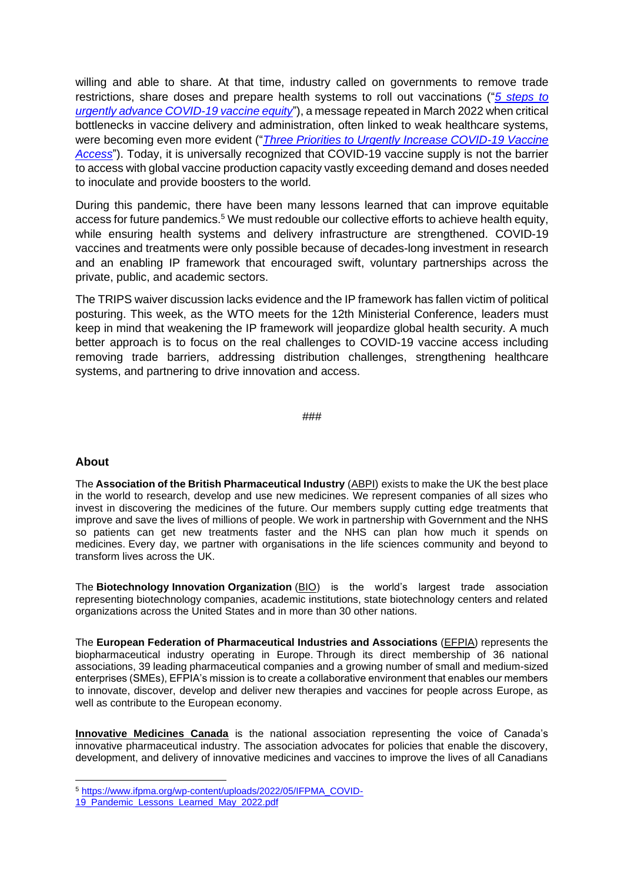willing and able to share. At that time, industry called on governments to remove trade restrictions, share doses and prepare health systems to roll out vaccinations ("*5 steps to urgently advance COVID-19 vaccine equity*"), a message repeated in March 2022 when critical bottlenecks in vaccine delivery and administration, often linked to weak healthcare systems, were becoming even more evident ("*Three Priorities to Urgently Increase COVID-19 Vaccine Access*"). Today, it is universally recognized that COVID-19 vaccine supply is not the barrier to access with global vaccine production capacity vastly exceeding demand and doses needed to inoculate and provide boosters to the world.

During this pandemic, there have been many lessons learned that can improve equitable access for future pandemics.[5] We must redouble our collective efforts to achieve health equity, while ensuring health systems and delivery infrastructure are strengthened. COVID-19 vaccines and treatments were only possible because of decades-long investment in research and an enabling IP framework that encouraged swift, voluntary partnerships across the private, public, and academic sectors.

The TRIPS waiver discussion lacks evidence and the IP framework has fallen victim of political posturing. This week, as the WTO meets for the 12th Ministerial Conference, leaders must keep in mind that weakening the IP framework will jeopardize global health security. A much better approach is to focus on the real challenges to COVID-19 vaccine access including removing trade barriers, addressing distribution challenges, strengthening healthcare systems, and partnering to drive innovation and access.

###

## About

The **Association of the British Pharmaceutical Industry** (ABPI) exists to make the UK the best place in the world to research, develop and use new medicines. We represent companies of all sizes who invest in discovering the medicines of the future. Our members supply cutting edge treatments that improve and save the lives of millions of people. We work in partnership with Government and the NHS so patients can get new treatments faster and the NHS can plan how much it spends on medicines. Every day, we partner with organisations in the life sciences community and beyond to transform lives across the UK.

The **Biotechnology Innovation Organization** (BIO) is the world's largest trade association representing biotechnology companies, academic institutions, state biotechnology centers and related organizations across the United States and in more than 30 other nations.

The **European Federation of Pharmaceutical Industries and Associations** (EFPIA) represents the biopharmaceutical industry operating in Europe. Through its direct membership of 36 national associations, 39 leading pharmaceutical companies and a growing number of small and medium-sized enterprises (SMEs), EFPIA's mission is to create a collaborative environment that enables our members to innovate, discover, develop and deliver new therapies and vaccines for people across Europe, as well as contribute to the European economy.

**Innovative Medicines Canada** is the national association representing the voice of Canada's innovative pharmaceutical industry. The association advocates for policies that enable the discovery, development, and delivery of innovative medicines and vaccines to improve the lives of all Canadians

[5] https://www.ifpma.org/wp-content/uploads/2022/05/IFPMA_COVID-19_Pandemic_Lessons_Learned_May_2022.pdf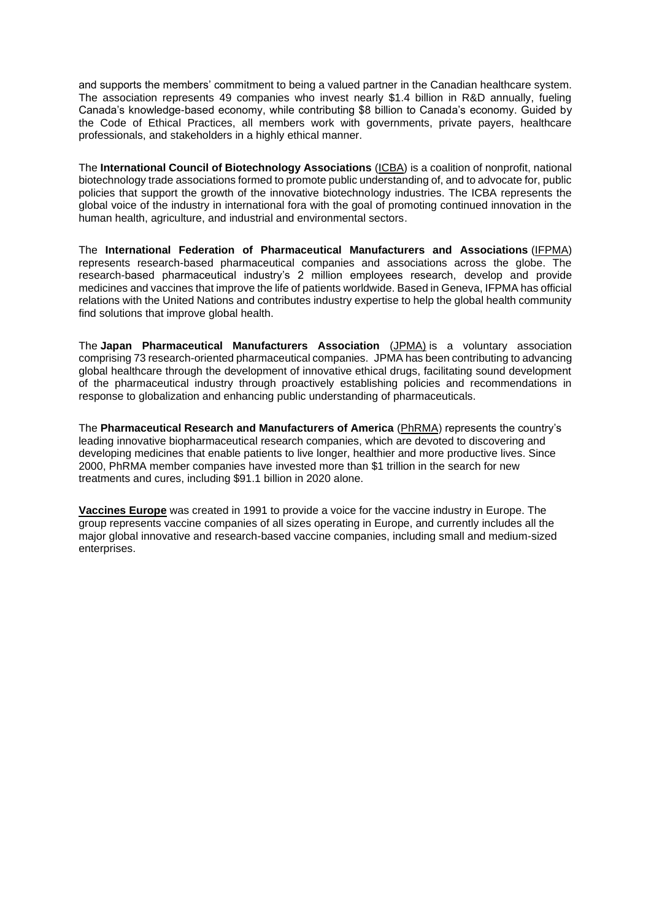and supports the members' commitment to being a valued partner in the Canadian healthcare system. The association represents 49 companies who invest nearly $1.4 billion in R&D annually, fueling Canada's knowledge-based economy, while contributing $8 billion to Canada's economy. Guided by the Code of Ethical Practices, all members work with governments, private payers, healthcare professionals, and stakeholders in a highly ethical manner.

The **International Council of Biotechnology Associations** (ICBA) is a coalition of nonprofit, national biotechnology trade associations formed to promote public understanding of, and to advocate for, public policies that support the growth of the innovative biotechnology industries. The ICBA represents the global voice of the industry in international fora with the goal of promoting continued innovation in the human health, agriculture, and industrial and environmental sectors.

The **International Federation of Pharmaceutical Manufacturers and Associations** (IFPMA) represents research-based pharmaceutical companies and associations across the globe. The research-based pharmaceutical industry's 2 million employees research, develop and provide medicines and vaccines that improve the life of patients worldwide. Based in Geneva, IFPMA has official relations with the United Nations and contributes industry expertise to help the global health community find solutions that improve global health.

The **Japan Pharmaceutical Manufacturers Association** (JPMA) is a voluntary association comprising 73 research-oriented pharmaceutical companies. JPMA has been contributing to advancing global healthcare through the development of innovative ethical drugs, facilitating sound development of the pharmaceutical industry through proactively establishing policies and recommendations in response to globalization and enhancing public understanding of pharmaceuticals.

The **Pharmaceutical Research and Manufacturers of America** (PhRMA) represents the country's leading innovative biopharmaceutical research companies, which are devoted to discovering and developing medicines that enable patients to live longer, healthier and more productive lives. Since 2000, PhRMA member companies have invested more than $1 trillion in the search for new treatments and cures, including $91.1 billion in 2020 alone.

**Vaccines Europe** was created in 1991 to provide a voice for the vaccine industry in Europe. The group represents vaccine companies of all sizes operating in Europe, and currently includes all the major global innovative and research-based vaccine companies, including small and medium-sized enterprises.